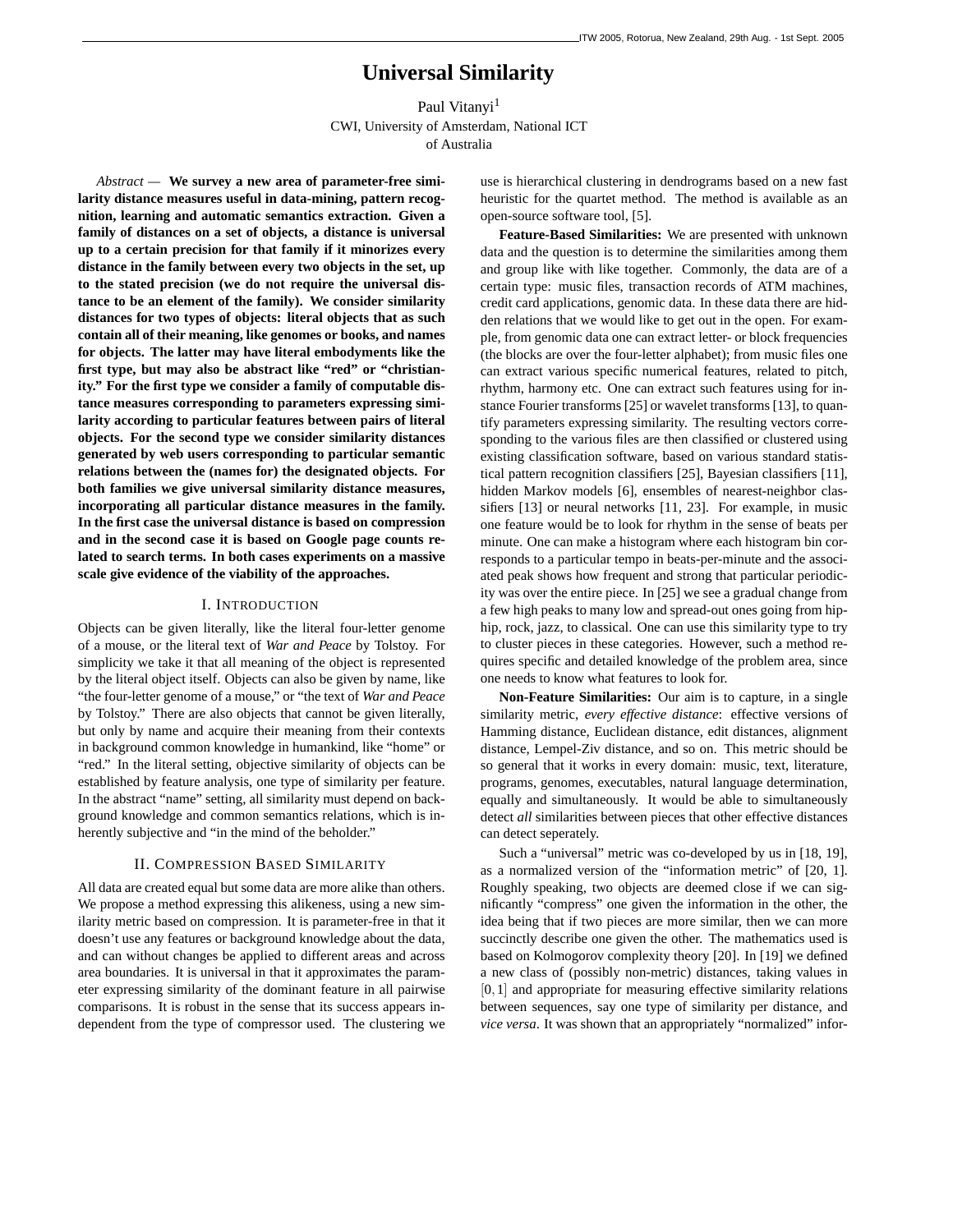# Universal Similarity

Paul Vitanyi[1]
CWI, University of Amsterdam, National ICT of Australia

*Abstract* — **We survey a new area of parameter-free similarity distance measures useful in data-mining, pattern recognition, learning and automatic semantics extraction. Given a family of distances on a set of objects, a distance is universal up to a certain precision for that family if it minorizes every distance in the family between every two objects in the set, up to the stated precision (we do not require the universal distance to be an element of the family). We consider similarity distances for two types of objects: literal objects that as such contain all of their meaning, like genomes or books, and names for objects. The latter may have literal embodyments like the first type, but may also be abstract like "red" or "christianity." For the first type we consider a family of computable distance measures corresponding to parameters expressing similarity according to particular features between pairs of literal objects. For the second type we consider similarity distances generated by web users corresponding to particular semantic relations between the (names for) the designated objects. For both families we give universal similarity distance measures, incorporating all particular distance measures in the family. In the first case the universal distance is based on compression and in the second case it is based on Google page counts related to search terms. In both cases experiments on a massive scale give evidence of the viability of the approaches.**

## I. Introduction

Objects can be given literally, like the literal four-letter genome of a mouse, or the literal text of *War and Peace* by Tolstoy. For simplicity we take it that all meaning of the object is represented by the literal object itself. Objects can also be given by name, like "the four-letter genome of a mouse," or "the text of *War and Peace* by Tolstoy." There are also objects that cannot be given literally, but only by name and acquire their meaning from their contexts in background common knowledge in humankind, like "home" or "red." In the literal setting, objective similarity of objects can be established by feature analysis, one type of similarity per feature. In the abstract "name" setting, all similarity must depend on background knowledge and common semantics relations, which is inherently subjective and "in the mind of the beholder."

## II. Compression Based Similarity

All data are created equal but some data are more alike than others. We propose a method expressing this alikeness, using a new similarity metric based on compression. It is parameter-free in that it doesn't use any features or background knowledge about the data, and can without changes be applied to different areas and across area boundaries. It is universal in that it approximates the parameter expressing similarity of the dominant feature in all pairwise comparisons. It is robust in the sense that its success appears independent from the type of compressor used. The clustering we use is hierarchical clustering in dendrograms based on a new fast heuristic for the quartet method. The method is available as an open-source software tool, [5].

**Feature-Based Similarities:** We are presented with unknown data and the question is to determine the similarities among them and group like with like together. Commonly, the data are of a certain type: music files, transaction records of ATM machines, credit card applications, genomic data. In these data there are hidden relations that we would like to get out in the open. For example, from genomic data one can extract letter- or block frequencies (the blocks are over the four-letter alphabet); from music files one can extract various specific numerical features, related to pitch, rhythm, harmony etc. One can extract such features using for instance Fourier transforms [25] or wavelet transforms [13], to quantify parameters expressing similarity. The resulting vectors corresponding to the various files are then classified or clustered using existing classification software, based on various standard statistical pattern recognition classifiers [25], Bayesian classifiers [11], hidden Markov models [6], ensembles of nearest-neighbor classifiers [13] or neural networks [11, 23]. For example, in music one feature would be to look for rhythm in the sense of beats per minute. One can make a histogram where each histogram bin corresponds to a particular tempo in beats-per-minute and the associated peak shows how frequent and strong that particular periodicity was over the entire piece. In [25] we see a gradual change from a few high peaks to many low and spread-out ones going from hip-hip, rock, jazz, to classical. One can use this similarity type to try to cluster pieces in these categories. However, such a method requires specific and detailed knowledge of the problem area, since one needs to know what features to look for.

**Non-Feature Similarities:** Our aim is to capture, in a single similarity metric, *every effective distance*: effective versions of Hamming distance, Euclidean distance, edit distances, alignment distance, Lempel-Ziv distance, and so on. This metric should be so general that it works in every domain: music, text, literature, programs, genomes, executables, natural language determination, equally and simultaneously. It would be able to simultaneously detect *all* similarities between pieces that other effective distances can detect seperately.

Such a "universal" metric was co-developed by us in [18, 19], as a normalized version of the "information metric" of [20, 1]. Roughly speaking, two objects are deemed close if we can significantly "compress" one given the information in the other, the idea being that if two pieces are more similar, then we can more succinctly describe one given the other. The mathematics used is based on Kolmogorov complexity theory [20]. In [19] we defined a new class of (possibly non-metric) distances, taking values in $[0, 1]$ and appropriate for measuring effective similarity relations between sequences, say one type of similarity per distance, and *vice versa*. It was shown that an appropriately "normalized" infor-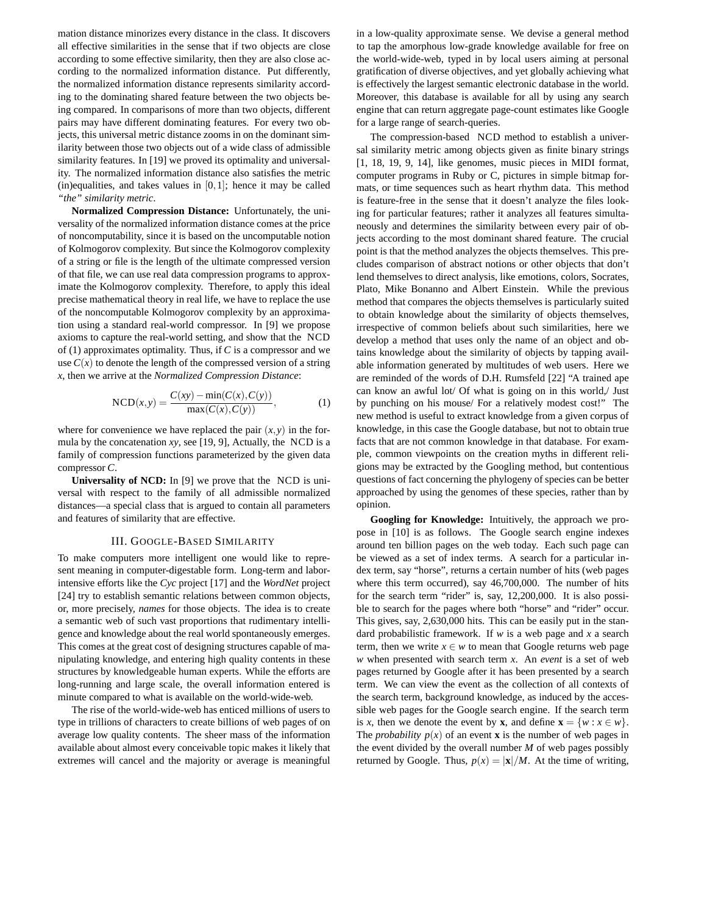mation distance minorizes every distance in the class. It discovers all effective similarities in the sense that if two objects are close according to some effective similarity, then they are also close according to the normalized information distance. Put differently, the normalized information distance represents similarity according to the dominating shared feature between the two objects being compared. In comparisons of more than two objects, different pairs may have different dominating features. For every two objects, this universal metric distance zooms in on the dominant similarity between those two objects out of a wide class of admissible similarity features. In [19] we proved its optimality and universality. The normalized information distance also satisfies the metric (in)equalities, and takes values in $[0,1]$; hence it may be called *"the" similarity metric*.

**Normalized Compression Distance:** Unfortunately, the universality of the normalized information distance comes at the price of noncomputability, since it is based on the uncomputable notion of Kolmogorov complexity. But since the Kolmogorov complexity of a string or file is the length of the ultimate compressed version of that file, we can use real data compression programs to approximate the Kolmogorov complexity. Therefore, to apply this ideal precise mathematical theory in real life, we have to replace the use of the noncomputable Kolmogorov complexity by an approximation using a standard real-world compressor. In [9] we propose axioms to capture the real-world setting, and show that the NCD of (1) approximates optimality. Thus, if $C$ is a compressor and we use $C(x)$ to denote the length of the compressed version of a string $x$, then we arrive at the *Normalized Compression Distance*:

$$\mathrm{NCD}(x,y) = \frac{C(xy) - \min(C(x),C(y))}{\max(C(x),C(y))}, \tag{1}$$

where for convenience we have replaced the pair $(x,y)$ in the formula by the concatenation $xy$, see [19, 9], Actually, the NCD is a family of compression functions parameterized by the given data compressor $C$.

**Universality of NCD:** In [9] we prove that the NCD is universal with respect to the family of all admissible normalized distances—a special class that is argued to contain all parameters and features of similarity that are effective.

## III. Google-Based Similarity

To make computers more intelligent one would like to represent meaning in computer-digestable form. Long-term and labor-intensive efforts like the *Cyc* project [17] and the *WordNet* project [24] try to establish semantic relations between common objects, or, more precisely, *names* for those objects. The idea is to create a semantic web of such vast proportions that rudimentary intelligence and knowledge about the real world spontaneously emerges. This comes at the great cost of designing structures capable of manipulating knowledge, and entering high quality contents in these structures by knowledgeable human experts. While the efforts are long-running and large scale, the overall information entered is minute compared to what is available on the world-wide-web.

The rise of the world-wide-web has enticed millions of users to type in trillions of characters to create billions of web pages of on average low quality contents. The sheer mass of the information available about almost every conceivable topic makes it likely that extremes will cancel and the majority or average is meaningful in a low-quality approximate sense. We devise a general method to tap the amorphous low-grade knowledge available for free on the world-wide-web, typed in by local users aiming at personal gratification of diverse objectives, and yet globally achieving what is effectively the largest semantic electronic database in the world. Moreover, this database is available for all by using any search engine that can return aggregate page-count estimates like Google for a large range of search-queries.

The compression-based NCD method to establish a universal similarity metric among objects given as finite binary strings [1, 18, 19, 9, 14], like genomes, music pieces in MIDI format, computer programs in Ruby or C, pictures in simple bitmap formats, or time sequences such as heart rhythm data. This method is feature-free in the sense that it doesn't analyze the files looking for particular features; rather it analyzes all features simultaneously and determines the similarity between every pair of objects according to the most dominant shared feature. The crucial point is that the method analyzes the objects themselves. This precludes comparison of abstract notions or other objects that don't lend themselves to direct analysis, like emotions, colors, Socrates, Plato, Mike Bonanno and Albert Einstein. While the previous method that compares the objects themselves is particularly suited to obtain knowledge about the similarity of objects themselves, irrespective of common beliefs about such similarities, here we develop a method that uses only the name of an object and obtains knowledge about the similarity of objects by tapping available information generated by multitudes of web users. Here we are reminded of the words of D.H. Rumsfeld [22] "A trained ape can know an awful lot/ Of what is going on in this world,/ Just by punching on his mouse/ For a relatively modest cost!" The new method is useful to extract knowledge from a given corpus of knowledge, in this case the Google database, but not to obtain true facts that are not common knowledge in that database. For example, common viewpoints on the creation myths in different religions may be extracted by the Googling method, but contentious questions of fact concerning the phylogeny of species can be better approached by using the genomes of these species, rather than by opinion.

**Googling for Knowledge:** Intuitively, the approach we propose in [10] is as follows. The Google search engine indexes around ten billion pages on the web today. Each such page can be viewed as a set of index terms. A search for a particular index term, say "horse", returns a certain number of hits (web pages where this term occurred), say 46,700,000. The number of hits for the search term "rider" is, say, 12,200,000. It is also possible to search for the pages where both "horse" and "rider" occur. This gives, say, 2,630,000 hits. This can be easily put in the standard probabilistic framework. If $w$ is a web page and $x$ a search term, then we write $x \in w$ to mean that Google returns web page $w$ when presented with search term $x$. An *event* is a set of web pages returned by Google after it has been presented by a search term. We can view the event as the collection of all contexts of the search term, background knowledge, as induced by the accessible web pages for the Google search engine. If the search term is $x$, then we denote the event by $\mathbf{x}$, and define $\mathbf{x} = \{w : x \in w\}$. The *probability* $p(x)$ of an event $\mathbf{x}$ is the number of web pages in the event divided by the overall number $M$ of web pages possibly returned by Google. Thus, $p(x) = |\mathbf{x}|/M$. At the time of writing,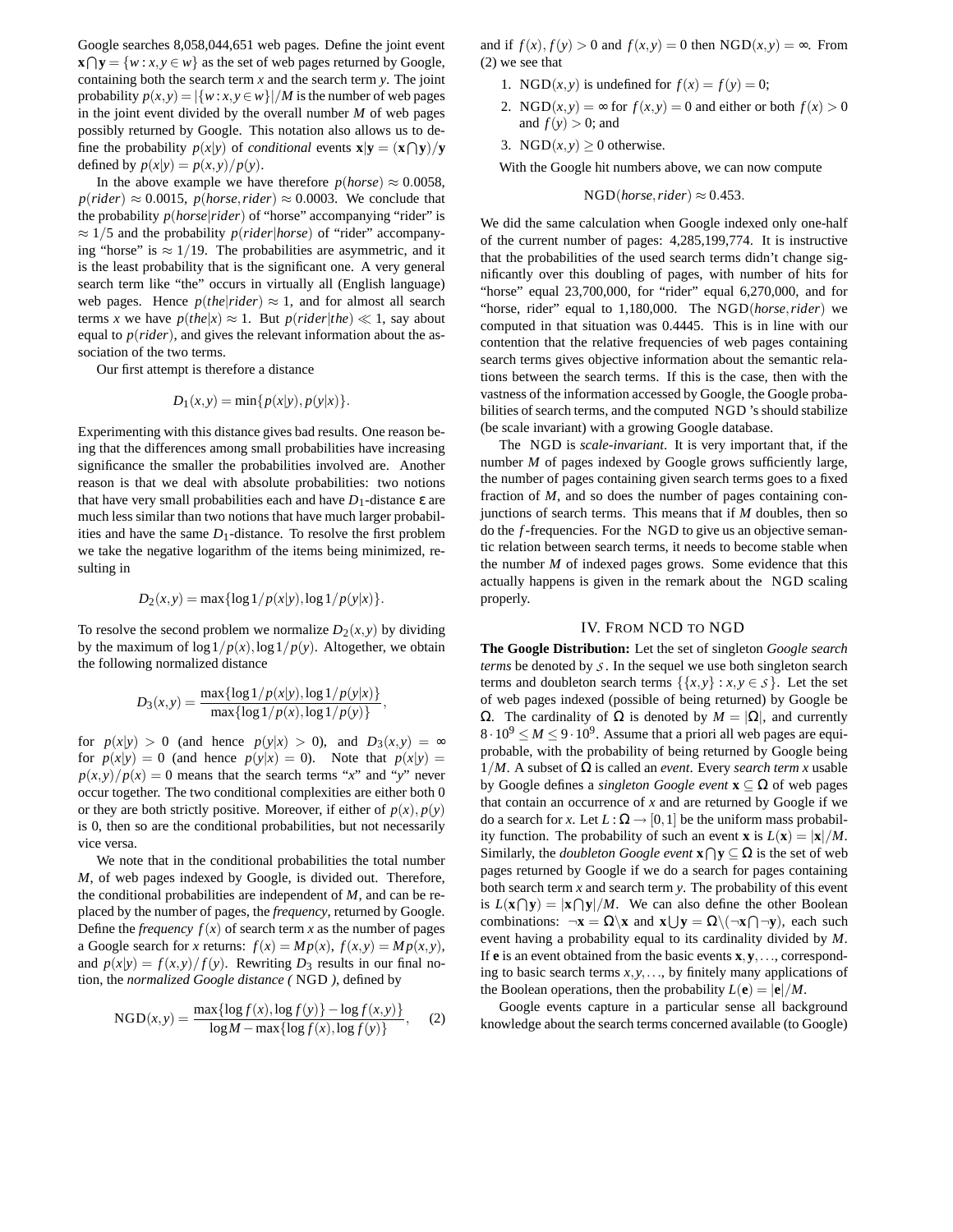Google searches 8,058,044,651 web pages. Define the joint event $\mathbf{x} \bigcap \mathbf{y} = \{w : x, y \in w\}$ as the set of web pages returned by Google, containing both the search term $x$ and the search term $y$. The joint probability $p(x,y) = |\{w : x, y \in w\}|/M$ is the number of web pages in the joint event divided by the overall number $M$ of web pages possibly returned by Google. This notation also allows us to define the probability $p(x|y)$ of *conditional* events $\mathbf{x}|\mathbf{y} = (\mathbf{x} \bigcap \mathbf{y})/\mathbf{y}$ defined by $p(x|y) = p(x,y)/p(y)$.

In the above example we have therefore $p(horse) \approx 0.0058$, $p(rider) \approx 0.0015$, $p(horse, rider) \approx 0.0003$. We conclude that the probability $p(horse|rider)$ of "horse" accompanying "rider" is $\approx 1/5$ and the probability $p(rider|horse)$ of "rider" accompanying "horse" is $\approx 1/19$. The probabilities are asymmetric, and it is the least probability that is the significant one. A very general search term like "the" occurs in virtually all (English language) web pages. Hence $p(the|rider) \approx 1$, and for almost all search terms $x$ we have $p(the|x) \approx 1$. But $p(rider|the) \ll 1$, say about equal to $p(rider)$, and gives the relevant information about the association of the two terms.

Our first attempt is therefore a distance

$$D_1(x,y) = \min\{p(x|y), p(y|x)\}.$$

Experimenting with this distance gives bad results. One reason being that the differences among small probabilities have increasing significance the smaller the probabilities involved are. Another reason is that we deal with absolute probabilities: two notions that have very small probabilities each and have $D_1$-distance $\varepsilon$ are much less similar than two notions that have much larger probabilities and have the same $D_1$-distance. To resolve the first problem we take the negative logarithm of the items being minimized, resulting in

$$D_2(x,y) = \max\{\log 1/p(x|y), \log 1/p(y|x)\}.$$

To resolve the second problem we normalize $D_2(x,y)$ by dividing by the maximum of $\log 1/p(x), \log 1/p(y)$. Altogether, we obtain the following normalized distance

$$D_3(x,y) = \frac{\max\{\log 1/p(x|y), \log 1/p(y|x)\}}{\max\{\log 1/p(x), \log 1/p(y)\}},$$

for $p(x|y) > 0$ (and hence $p(y|x) > 0$), and $D_3(x,y) = \infty$ for $p(x|y) = 0$ (and hence $p(y|x) = 0$). Note that $p(x|y) = p(x,y)/p(x) = 0$ means that the search terms "$x$" and "$y$" never occur together. The two conditional complexities are either both 0 or they are both strictly positive. Moreover, if either of $p(x), p(y)$ is 0, then so are the conditional probabilities, but not necessarily vice versa.

We note that in the conditional probabilities the total number $M$, of web pages indexed by Google, is divided out. Therefore, the conditional probabilities are independent of $M$, and can be replaced by the number of pages, the *frequency*, returned by Google. Define the *frequency* $f(x)$ of search term $x$ as the number of pages a Google search for $x$ returns: $f(x) = Mp(x)$, $f(x,y) = Mp(x,y)$, and $p(x|y) = f(x,y)/f(y)$. Rewriting $D_3$ results in our final notion, the *normalized Google distance (* NGD *)*, defined by

$$\text{NGD}(x,y) = \frac{\max\{\log f(x), \log f(y)\} - \log f(x,y)}{\log M - \max\{\log f(x), \log f(y)\}}, \quad (2)$$

and if $f(x), f(y) > 0$ and $f(x,y) = 0$ then $\text{NGD}(x,y) = \infty$. From (2) we see that

1. $\text{NGD}(x,y)$ is undefined for $f(x) = f(y) = 0$;
2. $\text{NGD}(x,y) = \infty$ for $f(x,y) = 0$ and either or both $f(x) > 0$ and $f(y) > 0$; and
3. $\text{NGD}(x,y) \geq 0$ otherwise.

With the Google hit numbers above, we can now compute

$$\text{NGD}(horse, rider) \approx 0.453.$$

We did the same calculation when Google indexed only one-half of the current number of pages: 4,285,199,774. It is instructive that the probabilities of the used search terms didn't change significantly over this doubling of pages, with number of hits for "horse" equal 23,700,000, for "rider" equal 6,270,000, and for "horse, rider" equal to 1,180,000. The $\text{NGD}(horse, rider)$ we computed in that situation was 0.4445. This is in line with our contention that the relative frequencies of web pages containing search terms gives objective information about the semantic relations between the search terms. If this is the case, then with the vastness of the information accessed by Google, the Google probabilities of search terms, and the computed NGD 's should stabilize (be scale invariant) with a growing Google database.

The NGD is *scale-invariant*. It is very important that, if the number $M$ of pages indexed by Google grows sufficiently large, the number of pages containing given search terms goes to a fixed fraction of $M$, and so does the number of pages containing conjunctions of search terms. This means that if $M$ doubles, then so do the $f$-frequencies. For the NGD to give us an objective semantic relation between search terms, it needs to become stable when the number $M$ of indexed pages grows. Some evidence that this actually happens is given in the remark about the NGD scaling properly.

## IV. From NCD to NGD

**The Google Distribution:** Let the set of singleton *Google search terms* be denoted by $\mathcal{S}$. In the sequel we use both singleton search terms and doubleton search terms $\{\{x,y\} : x, y \in \mathcal{S}\}$. Let the set of web pages indexed (possible of being returned) by Google be $\Omega$. The cardinality of $\Omega$ is denoted by $M = |\Omega|$, and currently $8 \cdot 10^9 \leq M \leq 9 \cdot 10^9$. Assume that a priori all web pages are equiprobable, with the probability of being returned by Google being $1/M$. A subset of $\Omega$ is called an *event*. Every *search term* $x$ usable by Google defines a *singleton Google event* $\mathbf{x} \subseteq \Omega$ of web pages that contain an occurrence of $x$ and are returned by Google if we do a search for $x$. Let $L : \Omega \rightarrow [0,1]$ be the uniform mass probability function. The probability of such an event $\mathbf{x}$ is $L(\mathbf{x}) = |\mathbf{x}|/M$. Similarly, the *doubleton Google event* $\mathbf{x} \bigcap \mathbf{y} \subseteq \Omega$ is the set of web pages returned by Google if we do a search for pages containing both search term $x$ and search term $y$. The probability of this event is $L(\mathbf{x} \bigcap \mathbf{y}) = |\mathbf{x} \bigcap \mathbf{y}|/M$. We can also define the other Boolean combinations: $\neg \mathbf{x} = \Omega \backslash \mathbf{x}$ and $\mathbf{x} \bigcup \mathbf{y} = \Omega \backslash (\neg \mathbf{x} \bigcap \neg \mathbf{y})$, each such event having a probability equal to its cardinality divided by $M$. If $\mathbf{e}$ is an event obtained from the basic events $\mathbf{x}, \mathbf{y}, \ldots$, corresponding to basic search terms $x, y, \ldots$, by finitely many applications of the Boolean operations, then the probability $L(\mathbf{e}) = |\mathbf{e}|/M$.

Google events capture in a particular sense all background knowledge about the search terms concerned available (to Google)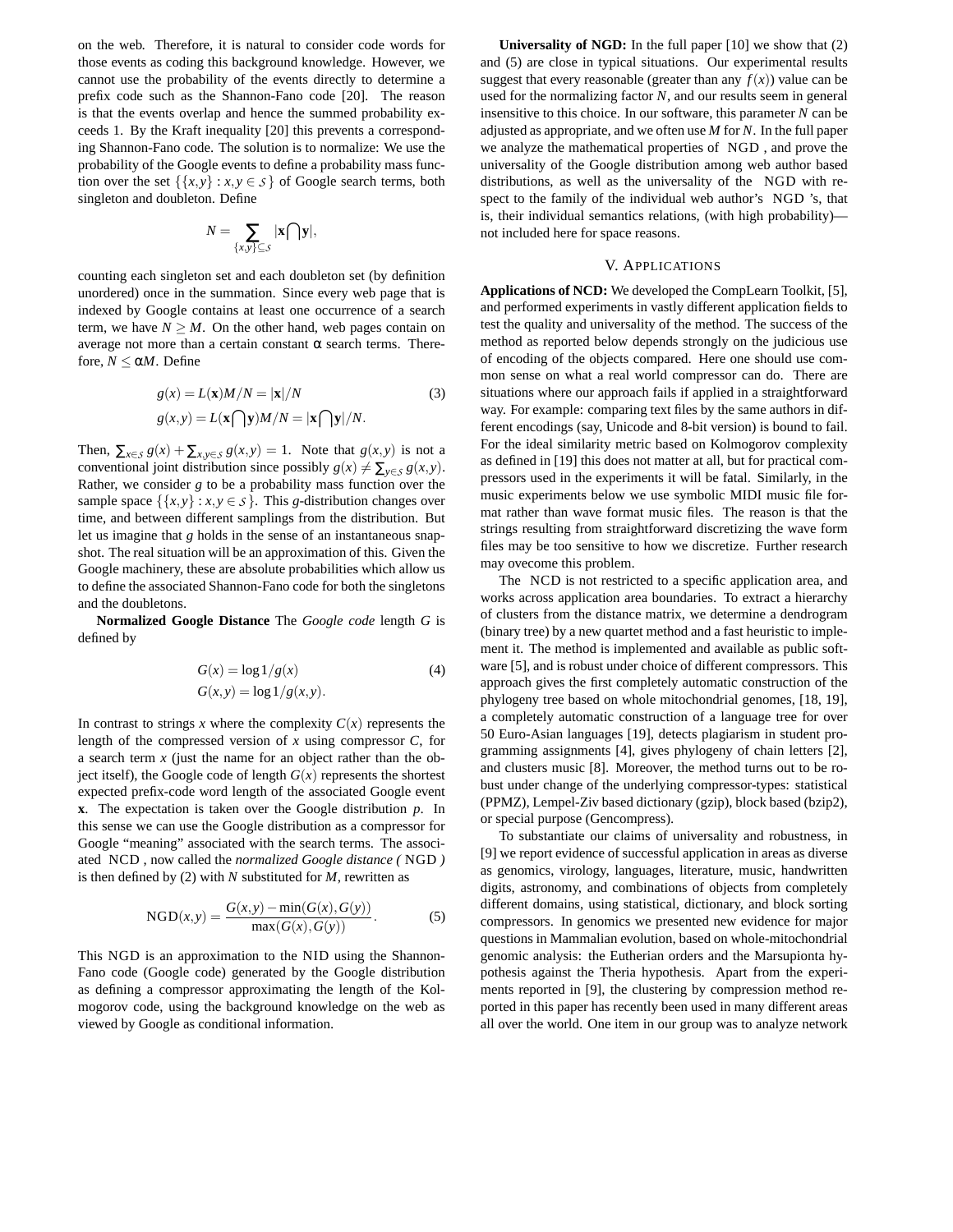on the web. Therefore, it is natural to consider code words for those events as coding this background knowledge. However, we cannot use the probability of the events directly to determine a prefix code such as the Shannon-Fano code [20]. The reason is that the events overlap and hence the summed probability exceeds 1. By the Kraft inequality [20] this prevents a corresponding Shannon-Fano code. The solution is to normalize: We use the probability of the Google events to define a probability mass function over the set $\{\{x,y\} : x,y \in \mathcal{S}\}$ of Google search terms, both singleton and doubleton. Define

$$N = \sum_{\{x,y\} \subseteq \mathcal{S}} |\mathbf{x} \bigcap \mathbf{y}|,$$

counting each singleton set and each doubleton set (by definition unordered) once in the summation. Since every web page that is indexed by Google contains at least one occurrence of a search term, we have $N \geq M$. On the other hand, web pages contain on average not more than a certain constant $\alpha$ search terms. Therefore, $N \leq \alpha M$. Define

$$g(x) = L(\mathbf{x})M/N = |\mathbf{x}|/N \qquad (3)$$
$$g(x,y) = L(\mathbf{x} \bigcap \mathbf{y})M/N = |\mathbf{x} \bigcap \mathbf{y}|/N.$$

Then, $\sum_{x \in \mathcal{S}} g(x) + \sum_{x,y \in \mathcal{S}} g(x,y) = 1$. Note that $g(x,y)$ is not a conventional joint distribution since possibly $g(x) \neq \sum_{y \in \mathcal{S}} g(x,y)$. Rather, we consider $g$ to be a probability mass function over the sample space $\{\{x,y\} : x,y \in \mathcal{S}\}$. This $g$-distribution changes over time, and between different samplings from the distribution. But let us imagine that $g$ holds in the sense of an instantaneous snapshot. The real situation will be an approximation of this. Given the Google machinery, these are absolute probabilities which allow us to define the associated Shannon-Fano code for both the singletons and the doubletons.

**Normalized Google Distance** The *Google code* length $G$ is defined by

$$G(x) = \log 1/g(x) \qquad (4)$$
$$G(x,y) = \log 1/g(x,y).$$

In contrast to strings $x$ where the complexity $C(x)$ represents the length of the compressed version of $x$ using compressor $C$, for a search term $x$ (just the name for an object rather than the object itself), the Google code of length $G(x)$ represents the shortest expected prefix-code word length of the associated Google event $\mathbf{x}$. The expectation is taken over the Google distribution $p$. In this sense we can use the Google distribution as a compressor for Google "meaning" associated with the search terms. The associated NCD , now called the *normalized Google distance (* NGD *)* is then defined by (2) with $N$ substituted for $M$, rewritten as

$$\text{NGD}(x,y) = \frac{G(x,y) - \min(G(x),G(y))}{\max(G(x),G(y))}. \qquad (5)$$

This NGD is an approximation to the NID using the Shannon-Fano code (Google code) generated by the Google distribution as defining a compressor approximating the length of the Kolmogorov code, using the background knowledge on the web as viewed by Google as conditional information.

**Universality of NGD:** In the full paper [10] we show that (2) and (5) are close in typical situations. Our experimental results suggest that every reasonable (greater than any $f(x)$) value can be used for the normalizing factor $N$, and our results seem in general insensitive to this choice. In our software, this parameter $N$ can be adjusted as appropriate, and we often use $M$ for $N$. In the full paper we analyze the mathematical properties of NGD , and prove the universality of the Google distribution among web author based distributions, as well as the universality of the NGD with respect to the family of the individual web author's NGD 's, that is, their individual semantics relations, (with high probability)—not included here for space reasons.

## V. Applications

**Applications of NCD:** We developed the CompLearn Toolkit, [5], and performed experiments in vastly different application fields to test the quality and universality of the method. The success of the method as reported below depends strongly on the judicious use of encoding of the objects compared. Here one should use common sense on what a real world compressor can do. There are situations where our approach fails if applied in a straightforward way. For example: comparing text files by the same authors in different encodings (say, Unicode and 8-bit version) is bound to fail. For the ideal similarity metric based on Kolmogorov complexity as defined in [19] this does not matter at all, but for practical compressors used in the experiments it will be fatal. Similarly, in the music experiments below we use symbolic MIDI music file format rather than wave format music files. The reason is that the strings resulting from straightforward discretizing the wave form files may be too sensitive to how we discretize. Further research may ovecome this problem.

The NCD is not restricted to a specific application area, and works across application area boundaries. To extract a hierarchy of clusters from the distance matrix, we determine a dendrogram (binary tree) by a new quartet method and a fast heuristic to implement it. The method is implemented and available as public software [5], and is robust under choice of different compressors. This approach gives the first completely automatic construction of the phylogeny tree based on whole mitochondrial genomes, [18, 19], a completely automatic construction of a language tree for over 50 Euro-Asian languages [19], detects plagiarism in student programming assignments [4], gives phylogeny of chain letters [2], and clusters music [8]. Moreover, the method turns out to be robust under change of the underlying compressor-types: statistical (PPMZ), Lempel-Ziv based dictionary (gzip), block based (bzip2), or special purpose (Gencompress).

To substantiate our claims of universality and robustness, in [9] we report evidence of successful application in areas as diverse as genomics, virology, languages, literature, music, handwritten digits, astronomy, and combinations of objects from completely different domains, using statistical, dictionary, and block sorting compressors. In genomics we presented new evidence for major questions in Mammalian evolution, based on whole-mitochondrial genomic analysis: the Eutherian orders and the Marsupionta hypothesis against the Theria hypothesis. Apart from the experiments reported in [9], the clustering by compression method reported in this paper has recently been used in many different areas all over the world. One item in our group was to analyze network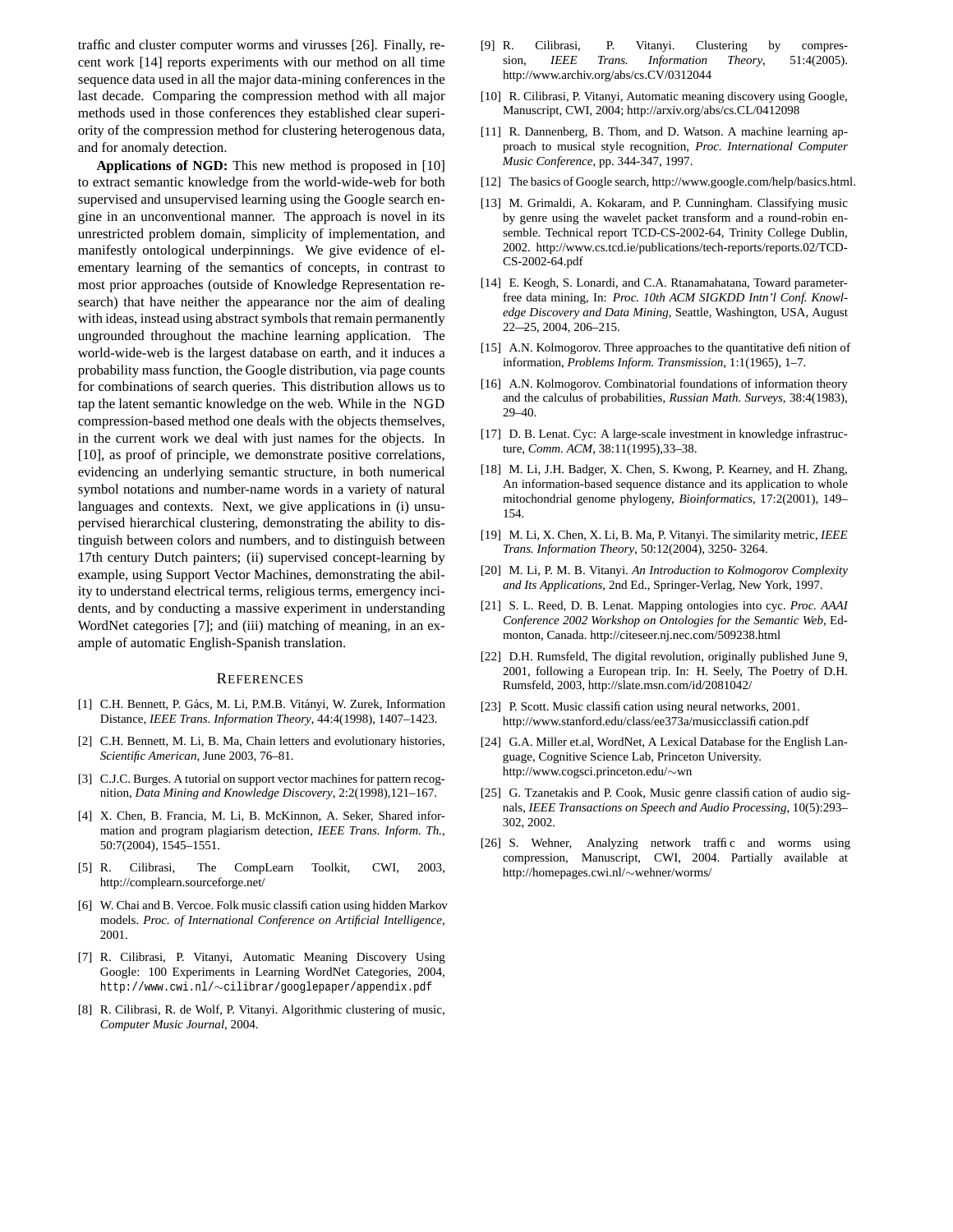traffic and cluster computer worms and virusses [26]. Finally, recent work [14] reports experiments with our method on all time sequence data used in all the major data-mining conferences in the last decade. Comparing the compression method with all major methods used in those conferences they established clear superiority of the compression method for clustering heterogenous data, and for anomaly detection.

**Applications of NGD:** This new method is proposed in [10] to extract semantic knowledge from the world-wide-web for both supervised and unsupervised learning using the Google search engine in an unconventional manner. The approach is novel in its unrestricted problem domain, simplicity of implementation, and manifestly ontological underpinnings. We give evidence of elementary learning of the semantics of concepts, in contrast to most prior approaches (outside of Knowledge Representation research) that have neither the appearance nor the aim of dealing with ideas, instead using abstract symbols that remain permanently ungrounded throughout the machine learning application. The world-wide-web is the largest database on earth, and it induces a probability mass function, the Google distribution, via page counts for combinations of search queries. This distribution allows us to tap the latent semantic knowledge on the web. While in the NGD compression-based method one deals with the objects themselves, in the current work we deal with just names for the objects. In [10], as proof of principle, we demonstrate positive correlations, evidencing an underlying semantic structure, in both numerical symbol notations and number-name words in a variety of natural languages and contexts. Next, we give applications in (i) unsupervised hierarchical clustering, demonstrating the ability to distinguish between colors and numbers, and to distinguish between 17th century Dutch painters; (ii) supervised concept-learning by example, using Support Vector Machines, demonstrating the ability to understand electrical terms, religious terms, emergency incidents, and by conducting a massive experiment in understanding WordNet categories [7]; and (iii) matching of meaning, in an example of automatic English-Spanish translation.

## References

[1] C.H. Bennett, P. Gács, M. Li, P.M.B. Vitányi, W. Zurek, Information Distance, *IEEE Trans. Information Theory*, 44:4(1998), 1407–1423.

[2] C.H. Bennett, M. Li, B. Ma, Chain letters and evolutionary histories, *Scientific American*, June 2003, 76–81.

[3] C.J.C. Burges. A tutorial on support vector machines for pattern recognition, *Data Mining and Knowledge Discovery*, 2:2(1998),121–167.

[4] X. Chen, B. Francia, M. Li, B. McKinnon, A. Seker, Shared information and program plagiarism detection, *IEEE Trans. Inform. Th.*, 50:7(2004), 1545–1551.

[5] R. Cilibrasi, The CompLearn Toolkit, CWI, 2003, http://complearn.sourceforge.net/

[6] W. Chai and B. Vercoe. Folk music classification using hidden Markov models. *Proc. of International Conference on Artificial Intelligence*, 2001.

[7] R. Cilibrasi, P. Vitanyi, Automatic Meaning Discovery Using Google: 100 Experiments in Learning WordNet Categories, 2004, `http://www.cwi.nl/∼cilibrar/googlepaper/appendix.pdf`

[8] R. Cilibrasi, R. de Wolf, P. Vitanyi. Algorithmic clustering of music, *Computer Music Journal*, 2004.

[9] R. Cilibrasi, P. Vitanyi. Clustering by compression, *IEEE Trans. Information Theory*, 51:4(2005). http://www.archiv.org/abs/cs.CV/0312044

[10] R. Cilibrasi, P. Vitanyi, Automatic meaning discovery using Google, Manuscript, CWI, 2004; http://arxiv.org/abs/cs.CL/0412098

[11] R. Dannenberg, B. Thom, and D. Watson. A machine learning approach to musical style recognition, *Proc. International Computer Music Conference*, pp. 344-347, 1997.

[12] The basics of Google search, http://www.google.com/help/basics.html.

[13] M. Grimaldi, A. Kokaram, and P. Cunningham. Classifying music by genre using the wavelet packet transform and a round-robin ensemble. Technical report TCD-CS-2002-64, Trinity College Dublin, 2002. http://www.cs.tcd.ie/publications/tech-reports/reports.02/TCD-CS-2002-64.pdf

[14] E. Keogh, S. Lonardi, and C.A. Rtanamahatana, Toward parameter-free data mining, In: *Proc. 10th ACM SIGKDD Intn'l Conf. Knowledge Discovery and Data Mining*, Seattle, Washington, USA, August 22—25, 2004, 206–215.

[15] A.N. Kolmogorov. Three approaches to the quantitative definition of information, *Problems Inform. Transmission*, 1:1(1965), 1–7.

[16] A.N. Kolmogorov. Combinatorial foundations of information theory and the calculus of probabilities, *Russian Math. Surveys*, 38:4(1983), 29–40.

[17] D. B. Lenat. Cyc: A large-scale investment in knowledge infrastructure, *Comm. ACM*, 38:11(1995),33–38.

[18] M. Li, J.H. Badger, X. Chen, S. Kwong, P. Kearney, and H. Zhang, An information-based sequence distance and its application to whole mitochondrial genome phylogeny, *Bioinformatics*, 17:2(2001), 149–154.

[19] M. Li, X. Chen, X. Li, B. Ma, P. Vitanyi. The similarity metric, *IEEE Trans. Information Theory*, 50:12(2004), 3250- 3264.

[20] M. Li, P. M. B. Vitanyi. *An Introduction to Kolmogorov Complexity and Its Applications*, 2nd Ed., Springer-Verlag, New York, 1997.

[21] S. L. Reed, D. B. Lenat. Mapping ontologies into cyc. *Proc. AAAI Conference 2002 Workshop on Ontologies for the Semantic Web*, Edmonton, Canada. http://citeseer.nj.nec.com/509238.html

[22] D.H. Rumsfeld, The digital revolution, originally published June 9, 2001, following a European trip. In: H. Seely, The Poetry of D.H. Rumsfeld, 2003, http://slate.msn.com/id/2081042/

[23] P. Scott. Music classification using neural networks, 2001. http://www.stanford.edu/class/ee373a/musicclassification.pdf

[24] G.A. Miller et.al, WordNet, A Lexical Database for the English Language, Cognitive Science Lab, Princeton University. http://www.cogsci.princeton.edu/∼wn

[25] G. Tzanetakis and P. Cook, Music genre classification of audio signals, *IEEE Transactions on Speech and Audio Processing*, 10(5):293–302, 2002.

[26] S. Wehner, Analyzing network traffic and worms using compression, Manuscript, CWI, 2004. Partially available at http://homepages.cwi.nl/∼wehner/worms/